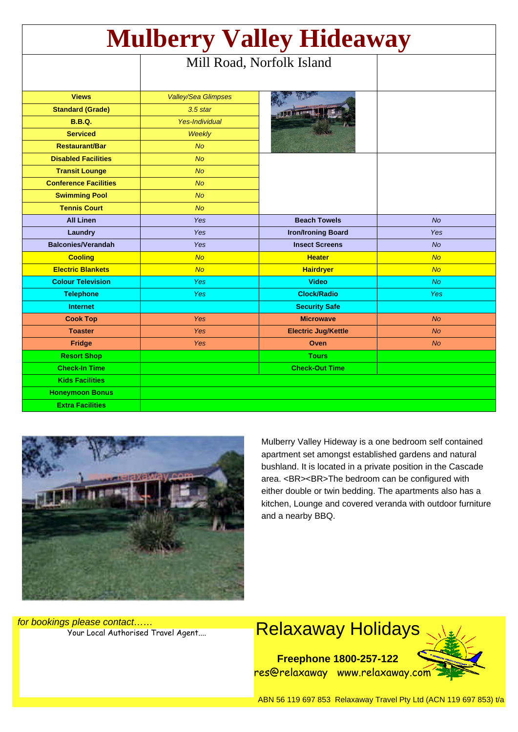# Mulberry Valley Hideaway

Mill Road, Norfolk Island

| Feature | Value | Feature | Value |
|---|---|---|---|
| **Views** | *Valley/Sea Glimpses* | | |
| **Standard (Grade)** | *3.5 star* | | |
| **B.B.Q.** | *Yes-Individual* | | |
| **Serviced** | *Weekly* | | |
| **Restaurant/Bar** | *No* | | |
| **Disabled Facilities** | *No* | | |
| **Transit Lounge** | *No* | | |
| **Conference Facilities** | *No* | | |
| **Swimming Pool** | *No* | | |
| **Tennis Court** | *No* | | |
| **All Linen** | *Yes* | **Beach Towels** | *No* |
| **Laundry** | *Yes* | **Iron/Ironing Board** | *Yes* |
| **Balconies/Verandah** | *Yes* | **Insect Screens** | *No* |
| **Cooling** | *No* | **Heater** | *No* |
| **Electric Blankets** | *No* | **Hairdryer** | *No* |
| **Colour Television** | *Yes* | **Video** | *No* |
| **Telephone** | *Yes* | **Clock/Radio** | *Yes* |
| **Internet** | | **Security Safe** | |
| **Cook Top** | *Yes* | **Microwave** | *No* |
| **Toaster** | *Yes* | **Electric Jug/Kettle** | *No* |
| **Fridge** | *Yes* | **Oven** | *No* |
| **Resort Shop** | | **Tours** | |
| **Check-In Time** | | **Check-Out Time** | |
| **Kids Facilities** | | | |
| **Honeymoon Bonus** | | | |
| **Extra Facilities** | | | |

Mulberry Valley Hideway is a one bedroom self contained apartment set amongst established gardens and natural bushland. It is located in a private position in the Cascade area. <BR><BR>The bedroom can be configured with either double or twin bedding. The apartments also has a kitchen, Lounge and covered veranda with outdoor furniture and a nearby BBQ.

*for bookings please contact……*

Your Local Authorised Travel Agent....

## Relaxaway Holidays

**Freephone 1800-257-122**

res@relaxaway www.relaxaway.com

ABN 56 119 697 853 Relaxaway Travel Pty Ltd (ACN 119 697 853) t/a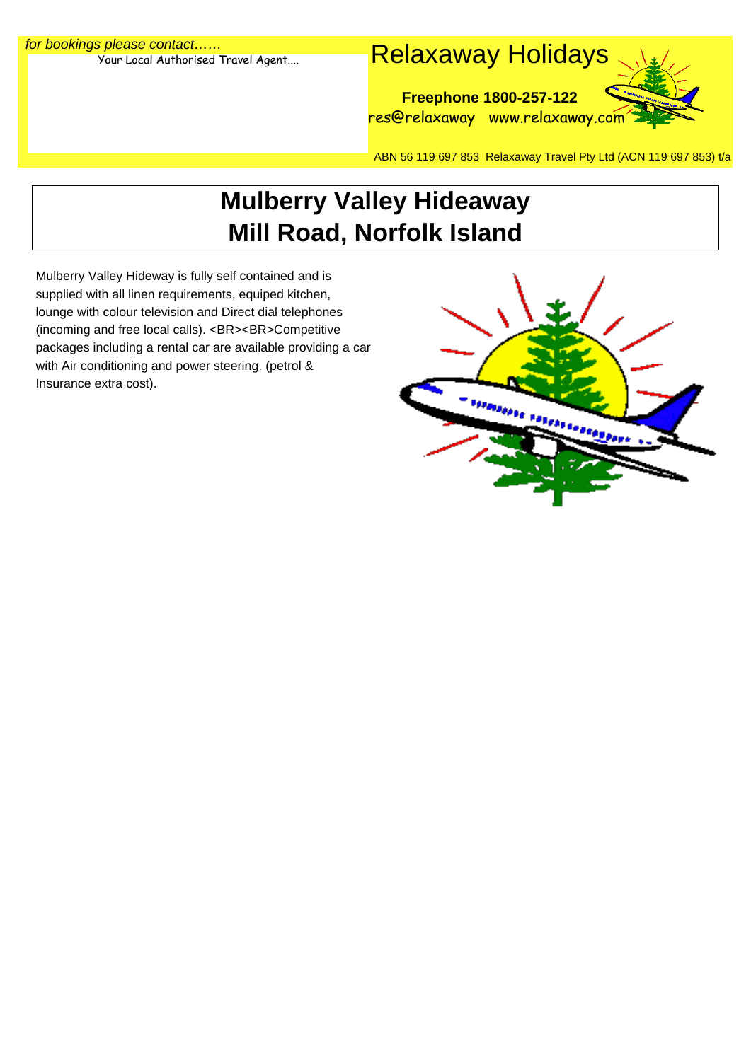*for bookings please contact……*

Your Local Authorised Travel Agent....

Relaxaway Holidays

**Freephone 1800-257-122**

res@relaxaway www.relaxaway.com

ABN 56 119 697 853 Relaxaway Travel Pty Ltd (ACN 119 697 853) t/a

# Mulberry Valley Hideaway
# Mill Road, Norfolk Island

Mulberry Valley Hideway is fully self contained and is supplied with all linen requirements, equiped kitchen, lounge with colour television and Direct dial telephones (incoming and free local calls). <BR><BR>Competitive packages including a rental car are available providing a car with Air conditioning and power steering. (petrol & Insurance extra cost).